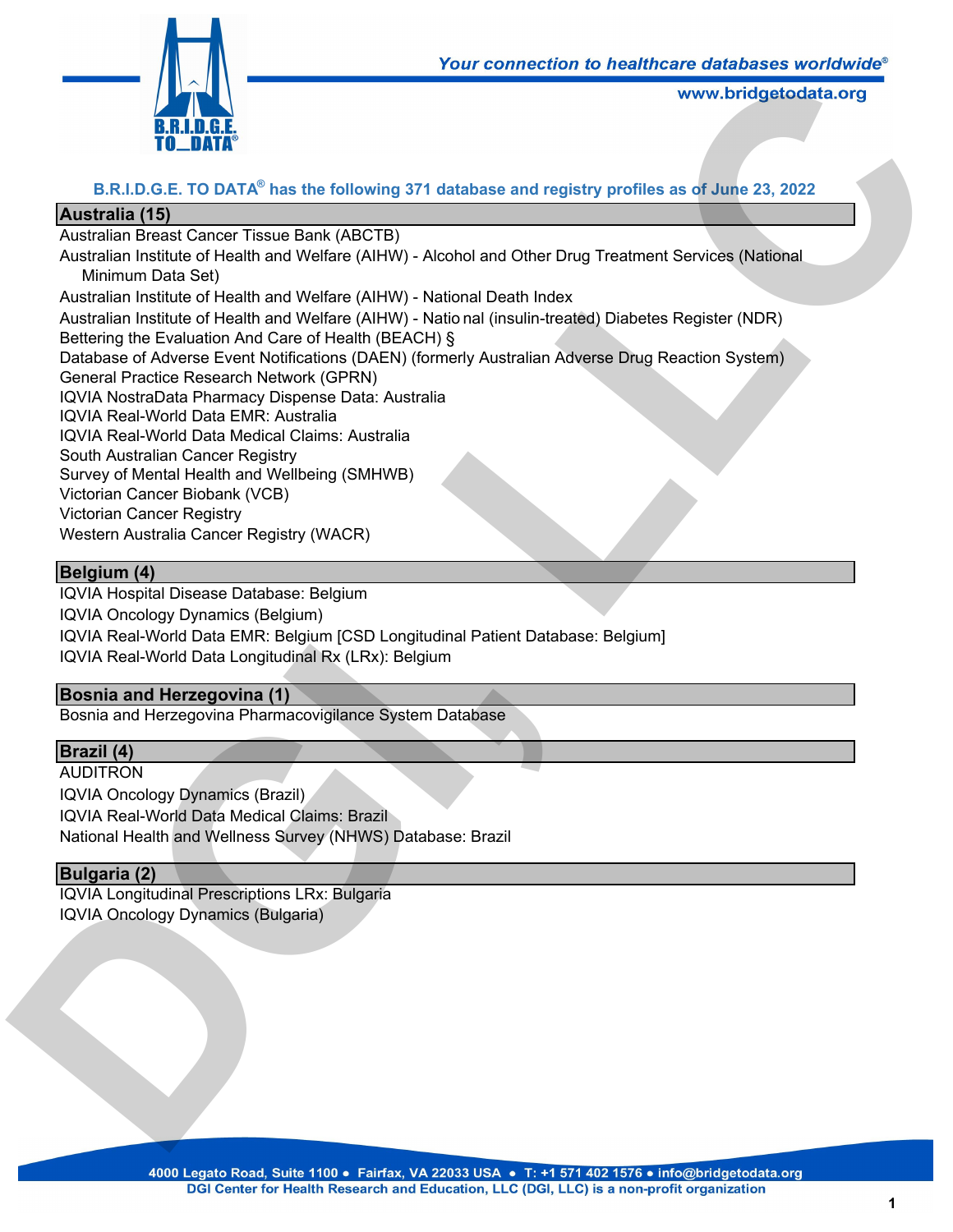*Your connection to healthcare databases worldwide®*

www.bridgetodata.org

## B.R.I.D.G.E. TO DATA® has the following 371 database and registry profiles as of June 23, 2022

### Australia (15)

Australian Breast Cancer Tissue Bank (ABCTB)
Australian Institute of Health and Welfare (AIHW) - Alcohol and Other Drug Treatment Services (National Minimum Data Set)
Australian Institute of Health and Welfare (AIHW) - National Death Index
Australian Institute of Health and Welfare (AIHW) - National (insulin-treated) Diabetes Register (NDR)
Bettering the Evaluation And Care of Health (BEACH) §
Database of Adverse Event Notifications (DAEN) (formerly Australian Adverse Drug Reaction System)
General Practice Research Network (GPRN)
IQVIA NostraData Pharmacy Dispense Data: Australia
IQVIA Real-World Data EMR: Australia
IQVIA Real-World Data Medical Claims: Australia
South Australian Cancer Registry
Survey of Mental Health and Wellbeing (SMHWB)
Victorian Cancer Biobank (VCB)
Victorian Cancer Registry
Western Australia Cancer Registry (WACR)

### Belgium (4)

IQVIA Hospital Disease Database: Belgium
IQVIA Oncology Dynamics (Belgium)
IQVIA Real-World Data EMR: Belgium [CSD Longitudinal Patient Database: Belgium]
IQVIA Real-World Data Longitudinal Rx (LRx): Belgium

### Bosnia and Herzegovina (1)

Bosnia and Herzegovina Pharmacovigilance System Database

### Brazil (4)

AUDITRON
IQVIA Oncology Dynamics (Brazil)
IQVIA Real-World Data Medical Claims: Brazil
National Health and Wellness Survey (NHWS) Database: Brazil

### Bulgaria (2)

IQVIA Longitudinal Prescriptions LRx: Bulgaria
IQVIA Oncology Dynamics (Bulgaria)

4000 Legato Road, Suite 1100 • Fairfax, VA 22033 USA • T: +1 571 402 1576 • info@bridgetodata.org
DGI Center for Health Research and Education, LLC (DGI, LLC) is a non-profit organization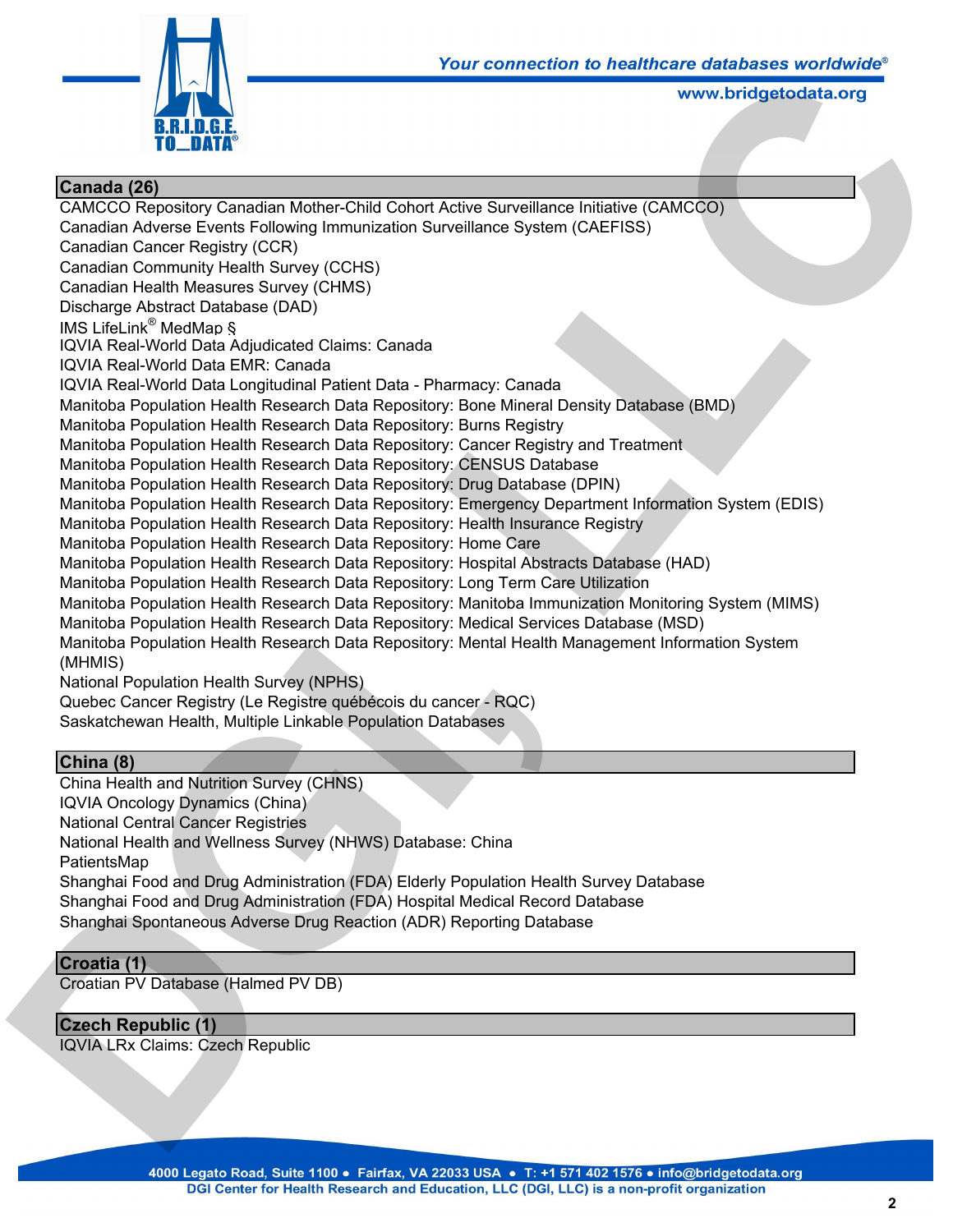## Canada (26)

CAMCCO Repository Canadian Mother-Child Cohort Active Surveillance Initiative (CAMCCO)
Canadian Adverse Events Following Immunization Surveillance System (CAEFISS)
Canadian Cancer Registry (CCR)
Canadian Community Health Survey (CCHS)
Canadian Health Measures Survey (CHMS)
Discharge Abstract Database (DAD)
IMS LifeLink® MedMap §
IQVIA Real-World Data Adjudicated Claims: Canada
IQVIA Real-World Data EMR: Canada
IQVIA Real-World Data Longitudinal Patient Data - Pharmacy: Canada
Manitoba Population Health Research Data Repository: Bone Mineral Density Database (BMD)
Manitoba Population Health Research Data Repository: Burns Registry
Manitoba Population Health Research Data Repository: Cancer Registry and Treatment
Manitoba Population Health Research Data Repository: CENSUS Database
Manitoba Population Health Research Data Repository: Drug Database (DPIN)
Manitoba Population Health Research Data Repository: Emergency Department Information System (EDIS)
Manitoba Population Health Research Data Repository: Health Insurance Registry
Manitoba Population Health Research Data Repository: Home Care
Manitoba Population Health Research Data Repository: Hospital Abstracts Database (HAD)
Manitoba Population Health Research Data Repository: Long Term Care Utilization
Manitoba Population Health Research Data Repository: Manitoba Immunization Monitoring System (MIMS)
Manitoba Population Health Research Data Repository: Medical Services Database (MSD)
Manitoba Population Health Research Data Repository: Mental Health Management Information System (MHMIS)
National Population Health Survey (NPHS)
Quebec Cancer Registry (Le Registre québécois du cancer - RQC)
Saskatchewan Health, Multiple Linkable Population Databases

## China (8)

China Health and Nutrition Survey (CHNS)
IQVIA Oncology Dynamics (China)
National Central Cancer Registries
National Health and Wellness Survey (NHWS) Database: China
PatientsMap
Shanghai Food and Drug Administration (FDA) Elderly Population Health Survey Database
Shanghai Food and Drug Administration (FDA) Hospital Medical Record Database
Shanghai Spontaneous Adverse Drug Reaction (ADR) Reporting Database

## Croatia (1)

Croatian PV Database (Halmed PV DB)

## Czech Republic (1)

IQVIA LRx Claims: Czech Republic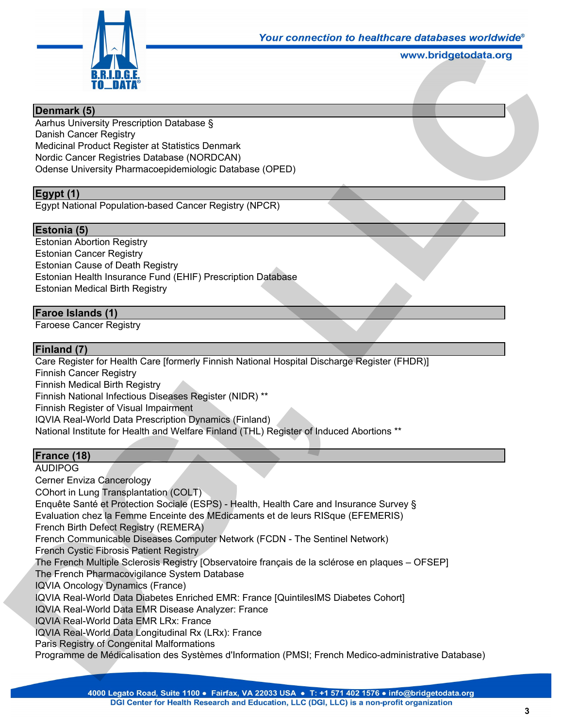## Denmark (5)

Aarhus University Prescription Database §
Danish Cancer Registry
Medicinal Product Register at Statistics Denmark
Nordic Cancer Registries Database (NORDCAN)
Odense University Pharmacoepidemiologic Database (OPED)

## Egypt (1)

Egypt National Population-based Cancer Registry (NPCR)

## Estonia (5)

Estonian Abortion Registry
Estonian Cancer Registry
Estonian Cause of Death Registry
Estonian Health Insurance Fund (EHIF) Prescription Database
Estonian Medical Birth Registry

## Faroe Islands (1)

Faroese Cancer Registry

## Finland (7)

Care Register for Health Care [formerly Finnish National Hospital Discharge Register (FHDR)]
Finnish Cancer Registry
Finnish Medical Birth Registry
Finnish National Infectious Diseases Register (NIDR) **
Finnish Register of Visual Impairment
IQVIA Real-World Data Prescription Dynamics (Finland)
National Institute for Health and Welfare Finland (THL) Register of Induced Abortions **

## France (18)

AUDIPOG
Cerner Enviza Cancerology
COhort in Lung Transplantation (COLT)
Enquête Santé et Protection Sociale (ESPS) - Health, Health Care and Insurance Survey §
Evaluation chez la Femme Enceinte des MEdicaments et de leurs RISque (EFEMERIS)
French Birth Defect Registry (REMERA)
French Communicable Diseases Computer Network (FCDN - The Sentinel Network)
French Cystic Fibrosis Patient Registry
The French Multiple Sclerosis Registry [Observatoire français de la sclérose en plaques – OFSEP]
The French Pharmacovigilance System Database
IQVIA Oncology Dynamics (France)
IQVIA Real-World Data Diabetes Enriched EMR: France [QuintilesIMS Diabetes Cohort]
IQVIA Real-World Data EMR Disease Analyzer: France
IQVIA Real-World Data EMR LRx: France
IQVIA Real-World Data Longitudinal Rx (LRx): France
Paris Registry of Congenital Malformations
Programme de Médicalisation des Systèmes d'Information (PMSI; French Medico-administrative Database)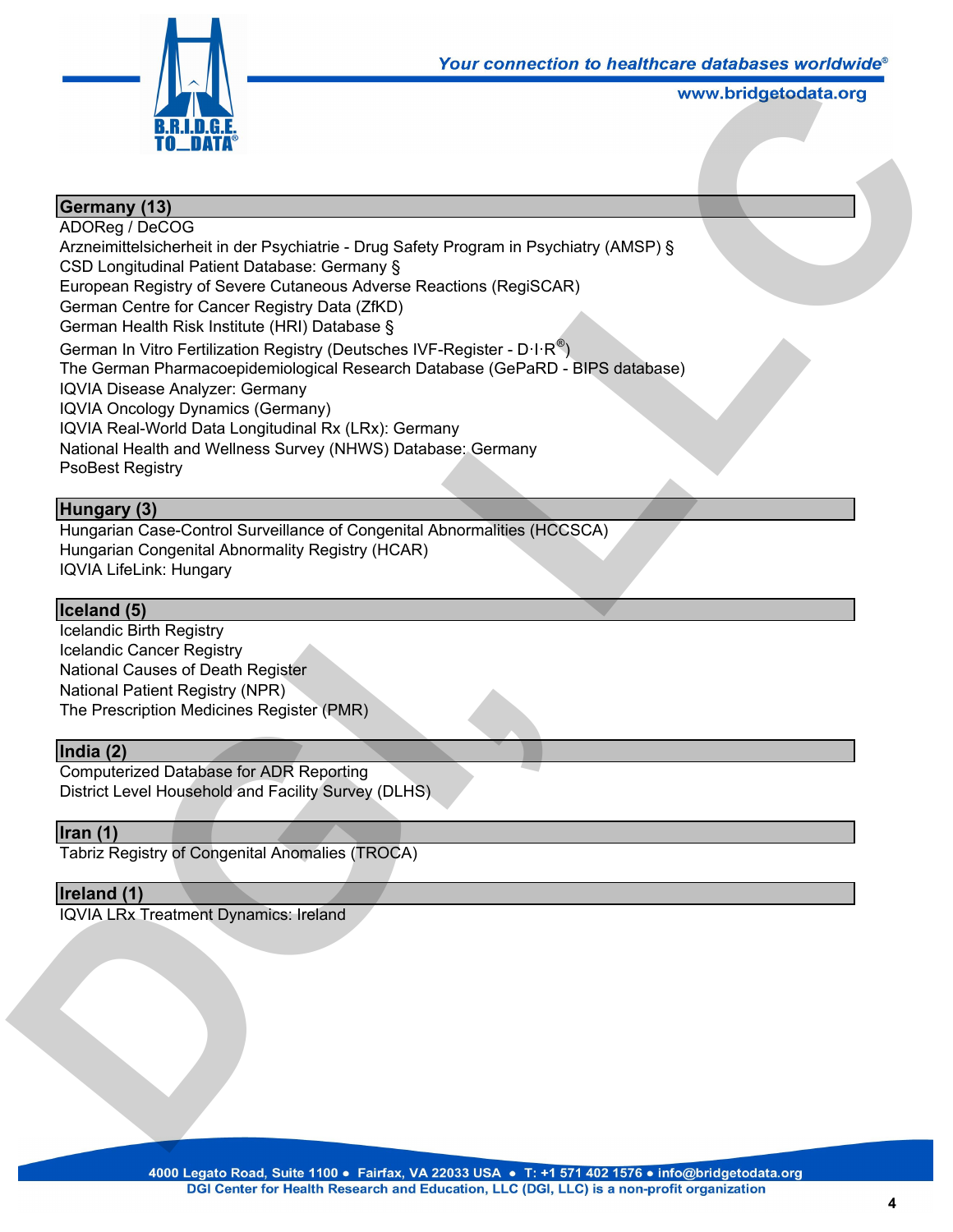## Germany (13)

ADOReg / DeCOG
Arzneimittelsicherheit in der Psychiatrie - Drug Safety Program in Psychiatry (AMSP) §
CSD Longitudinal Patient Database: Germany §
European Registry of Severe Cutaneous Adverse Reactions (RegiSCAR)
German Centre for Cancer Registry Data (ZfKD)
German Health Risk Institute (HRI) Database §
German In Vitro Fertilization Registry (Deutsches IVF-Register - D·I·R®)
The German Pharmacoepidemiological Research Database (GePaRD - BIPS database)
IQVIA Disease Analyzer: Germany
IQVIA Oncology Dynamics (Germany)
IQVIA Real-World Data Longitudinal Rx (LRx): Germany
National Health and Wellness Survey (NHWS) Database: Germany
PsoBest Registry

## Hungary (3)

Hungarian Case-Control Surveillance of Congenital Abnormalities (HCCSCA)
Hungarian Congenital Abnormality Registry (HCAR)
IQVIA LifeLink: Hungary

## Iceland (5)

Icelandic Birth Registry
Icelandic Cancer Registry
National Causes of Death Register
National Patient Registry (NPR)
The Prescription Medicines Register (PMR)

## India (2)

Computerized Database for ADR Reporting
District Level Household and Facility Survey (DLHS)

## Iran (1)

Tabriz Registry of Congenital Anomalies (TROCA)

## Ireland (1)

IQVIA LRx Treatment Dynamics: Ireland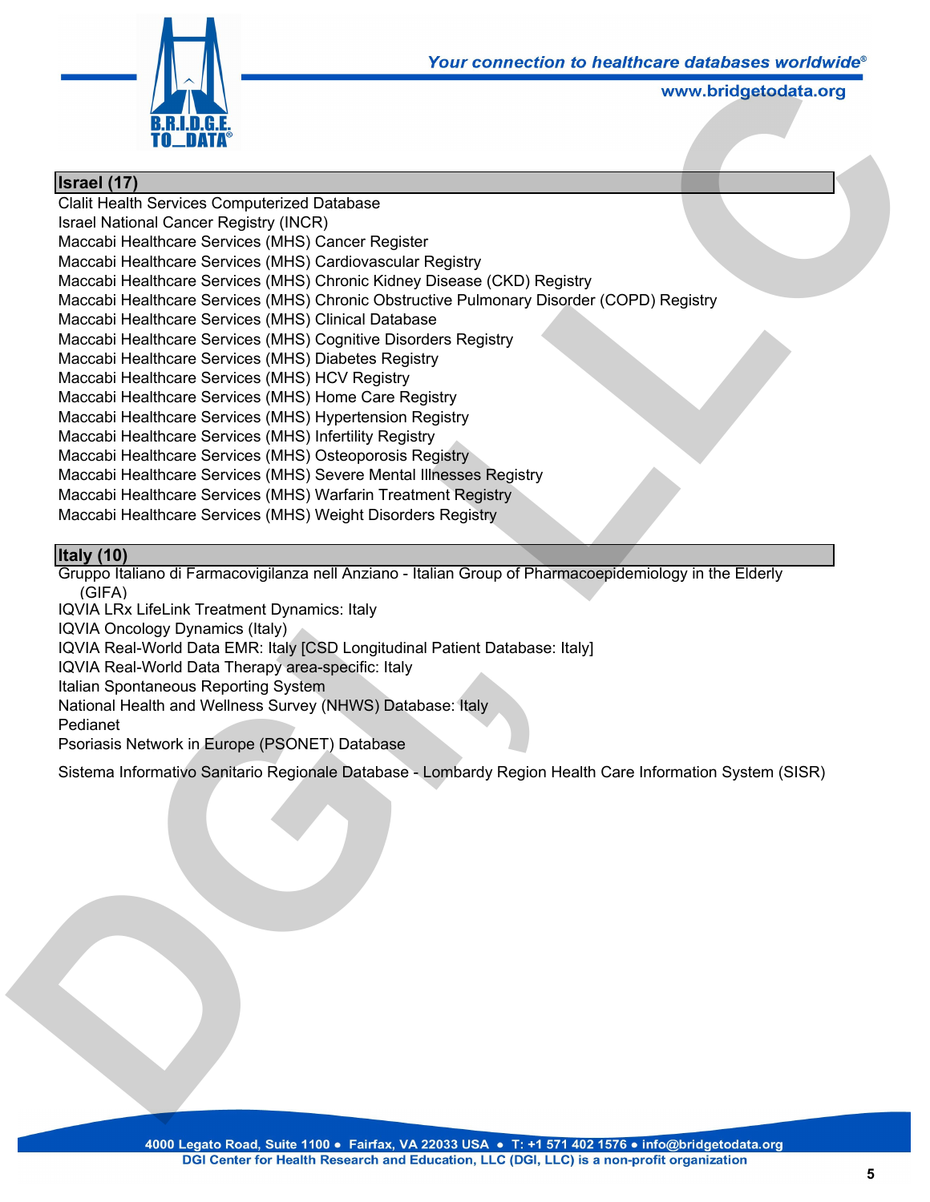## Israel (17)

Clalit Health Services Computerized Database
Israel National Cancer Registry (INCR)
Maccabi Healthcare Services (MHS) Cancer Register
Maccabi Healthcare Services (MHS) Cardiovascular Registry
Maccabi Healthcare Services (MHS) Chronic Kidney Disease (CKD) Registry
Maccabi Healthcare Services (MHS) Chronic Obstructive Pulmonary Disorder (COPD) Registry
Maccabi Healthcare Services (MHS) Clinical Database
Maccabi Healthcare Services (MHS) Cognitive Disorders Registry
Maccabi Healthcare Services (MHS) Diabetes Registry
Maccabi Healthcare Services (MHS) HCV Registry
Maccabi Healthcare Services (MHS) Home Care Registry
Maccabi Healthcare Services (MHS) Hypertension Registry
Maccabi Healthcare Services (MHS) Infertility Registry
Maccabi Healthcare Services (MHS) Osteoporosis Registry
Maccabi Healthcare Services (MHS) Severe Mental Illnesses Registry
Maccabi Healthcare Services (MHS) Warfarin Treatment Registry
Maccabi Healthcare Services (MHS) Weight Disorders Registry

## Italy (10)

Gruppo Italiano di Farmacovigilanza nell Anziano - Italian Group of Pharmacoepidemiology in the Elderly (GIFA)
IQVIA LRx LifeLink Treatment Dynamics: Italy
IQVIA Oncology Dynamics (Italy)
IQVIA Real-World Data EMR: Italy [CSD Longitudinal Patient Database: Italy]
IQVIA Real-World Data Therapy area-specific: Italy
Italian Spontaneous Reporting System
National Health and Wellness Survey (NHWS) Database: Italy
Pedianet
Psoriasis Network in Europe (PSONET) Database
Sistema Informativo Sanitario Regionale Database - Lombardy Region Health Care Information System (SISR)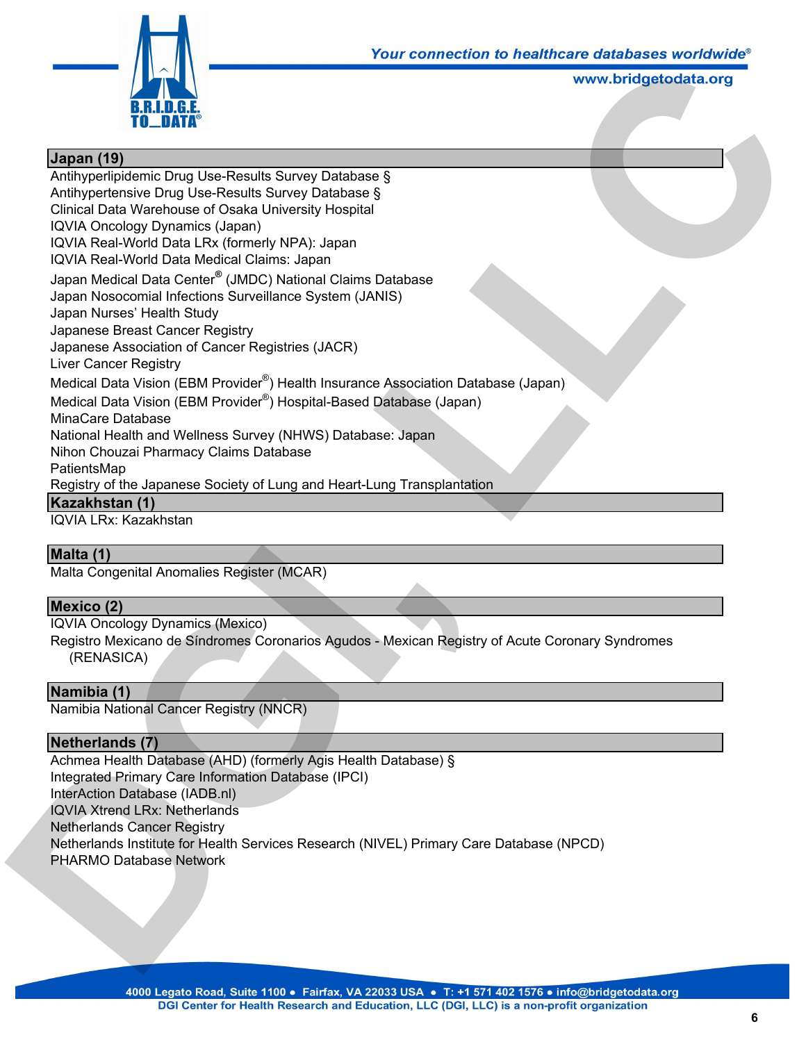## Japan (19)

Antihyperlipidemic Drug Use-Results Survey Database §
Antihypertensive Drug Use-Results Survey Database §
Clinical Data Warehouse of Osaka University Hospital
IQVIA Oncology Dynamics (Japan)
IQVIA Real-World Data LRx (formerly NPA): Japan
IQVIA Real-World Data Medical Claims: Japan
Japan Medical Data Center® (JMDC) National Claims Database
Japan Nosocomial Infections Surveillance System (JANIS)
Japan Nurses' Health Study
Japanese Breast Cancer Registry
Japanese Association of Cancer Registries (JACR)
Liver Cancer Registry
Medical Data Vision (EBM Provider®) Health Insurance Association Database (Japan)
Medical Data Vision (EBM Provider®) Hospital-Based Database (Japan)
MinaCare Database
National Health and Wellness Survey (NHWS) Database: Japan
Nihon Chouzai Pharmacy Claims Database
PatientsMap
Registry of the Japanese Society of Lung and Heart-Lung Transplantation

## Kazakhstan (1)

IQVIA LRx: Kazakhstan

## Malta (1)

Malta Congenital Anomalies Register (MCAR)

## Mexico (2)

IQVIA Oncology Dynamics (Mexico)
Registro Mexicano de Síndromes Coronarios Agudos - Mexican Registry of Acute Coronary Syndromes (RENASICA)

## Namibia (1)

Namibia National Cancer Registry (NNCR)

## Netherlands (7)

Achmea Health Database (AHD) (formerly Agis Health Database) §
Integrated Primary Care Information Database (IPCI)
InterAction Database (IADB.nl)
IQVIA Xtrend LRx: Netherlands
Netherlands Cancer Registry
Netherlands Institute for Health Services Research (NIVEL) Primary Care Database (NPCD)
PHARMO Database Network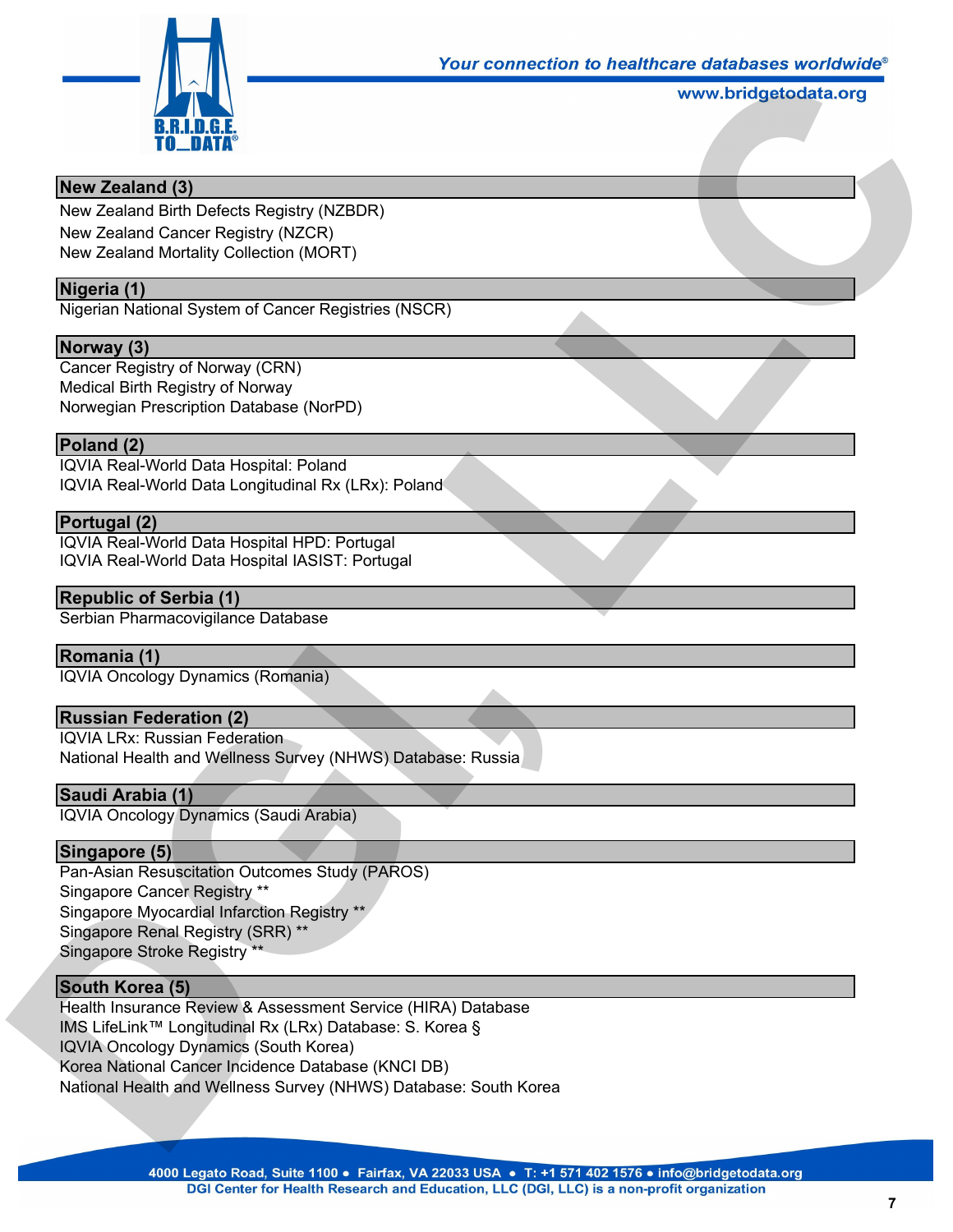## New Zealand (3)

New Zealand Birth Defects Registry (NZBDR)
New Zealand Cancer Registry (NZCR)
New Zealand Mortality Collection (MORT)

## Nigeria (1)

Nigerian National System of Cancer Registries (NSCR)

## Norway (3)

Cancer Registry of Norway (CRN)
Medical Birth Registry of Norway
Norwegian Prescription Database (NorPD)

## Poland (2)

IQVIA Real-World Data Hospital: Poland
IQVIA Real-World Data Longitudinal Rx (LRx): Poland

## Portugal (2)

IQVIA Real-World Data Hospital HPD: Portugal
IQVIA Real-World Data Hospital IASIST: Portugal

## Republic of Serbia (1)

Serbian Pharmacovigilance Database

## Romania (1)

IQVIA Oncology Dynamics (Romania)

## Russian Federation (2)

IQVIA LRx: Russian Federation
National Health and Wellness Survey (NHWS) Database: Russia

## Saudi Arabia (1)

IQVIA Oncology Dynamics (Saudi Arabia)

## Singapore (5)

Pan-Asian Resuscitation Outcomes Study (PAROS)
Singapore Cancer Registry **
Singapore Myocardial Infarction Registry **
Singapore Renal Registry (SRR) **
Singapore Stroke Registry **

## South Korea (5)

Health Insurance Review & Assessment Service (HIRA) Database
IMS LifeLink™ Longitudinal Rx (LRx) Database: S. Korea §
IQVIA Oncology Dynamics (South Korea)
Korea National Cancer Incidence Database (KNCI DB)
National Health and Wellness Survey (NHWS) Database: South Korea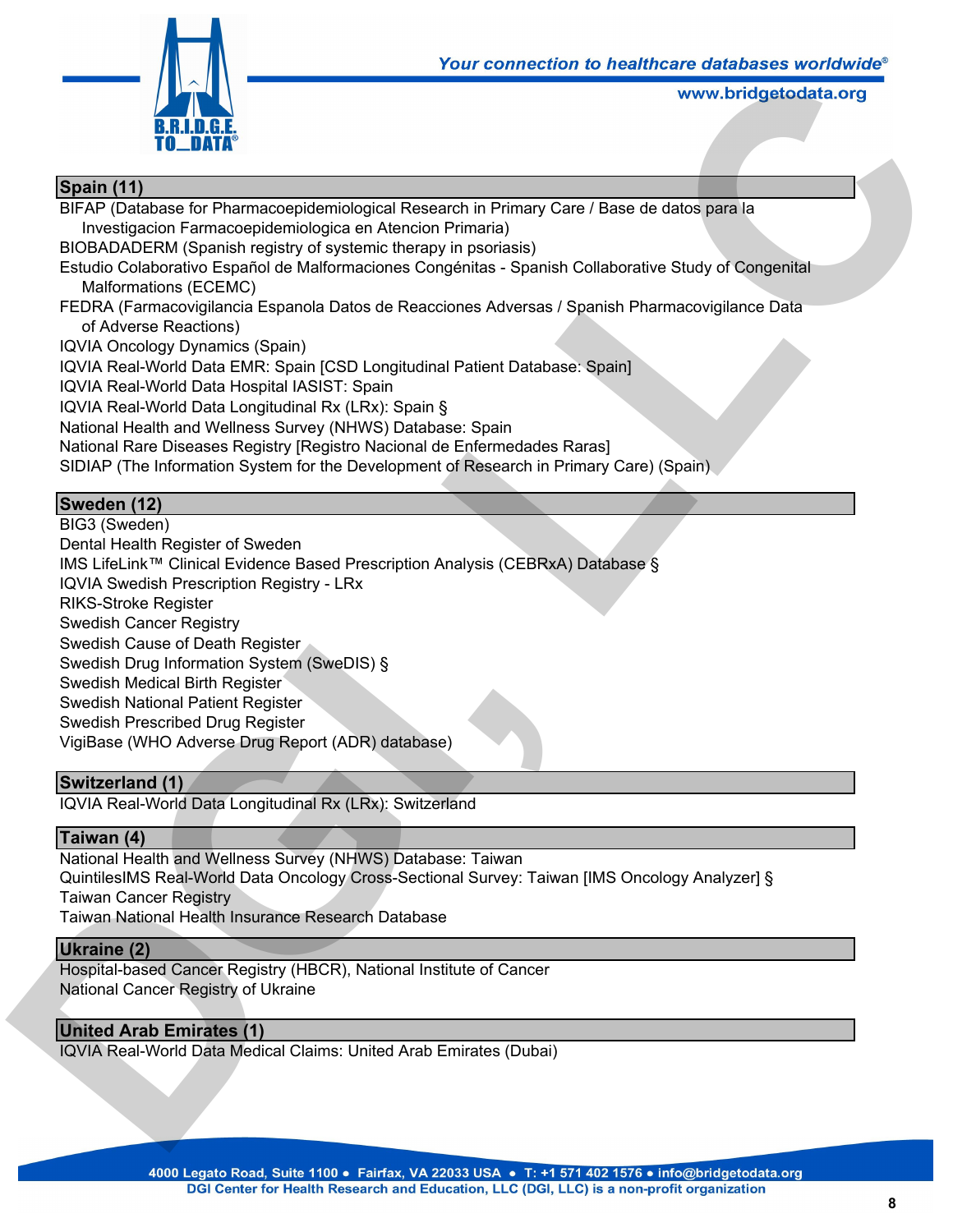## Spain (11)

BIFAP (Database for Pharmacoepidemiological Research in Primary Care / Base de datos para la Investigacion Farmacoepidemiologica en Atencion Primaria)
BIOBADADERM (Spanish registry of systemic therapy in psoriasis)
Estudio Colaborativo Español de Malformaciones Congénitas - Spanish Collaborative Study of Congenital Malformations (ECEMC)
FEDRA (Farmacovigilancia Espanola Datos de Reacciones Adversas / Spanish Pharmacovigilance Data of Adverse Reactions)
IQVIA Oncology Dynamics (Spain)
IQVIA Real-World Data EMR: Spain [CSD Longitudinal Patient Database: Spain]
IQVIA Real-World Data Hospital IASIST: Spain
IQVIA Real-World Data Longitudinal Rx (LRx): Spain §
National Health and Wellness Survey (NHWS) Database: Spain
National Rare Diseases Registry [Registro Nacional de Enfermedades Raras]
SIDIAP (The Information System for the Development of Research in Primary Care) (Spain)

## Sweden (12)

BIG3 (Sweden)
Dental Health Register of Sweden
IMS LifeLink™ Clinical Evidence Based Prescription Analysis (CEBRxA) Database §
IQVIA Swedish Prescription Registry - LRx
RIKS-Stroke Register
Swedish Cancer Registry
Swedish Cause of Death Register
Swedish Drug Information System (SweDIS) §
Swedish Medical Birth Register
Swedish National Patient Register
Swedish Prescribed Drug Register
VigiBase (WHO Adverse Drug Report (ADR) database)

## Switzerland (1)

IQVIA Real-World Data Longitudinal Rx (LRx): Switzerland

## Taiwan (4)

National Health and Wellness Survey (NHWS) Database: Taiwan
QuintilesIMS Real-World Data Oncology Cross-Sectional Survey: Taiwan [IMS Oncology Analyzer] §
Taiwan Cancer Registry
Taiwan National Health Insurance Research Database

## Ukraine (2)

Hospital-based Cancer Registry (HBCR), National Institute of Cancer
National Cancer Registry of Ukraine

## United Arab Emirates (1)

IQVIA Real-World Data Medical Claims: United Arab Emirates (Dubai)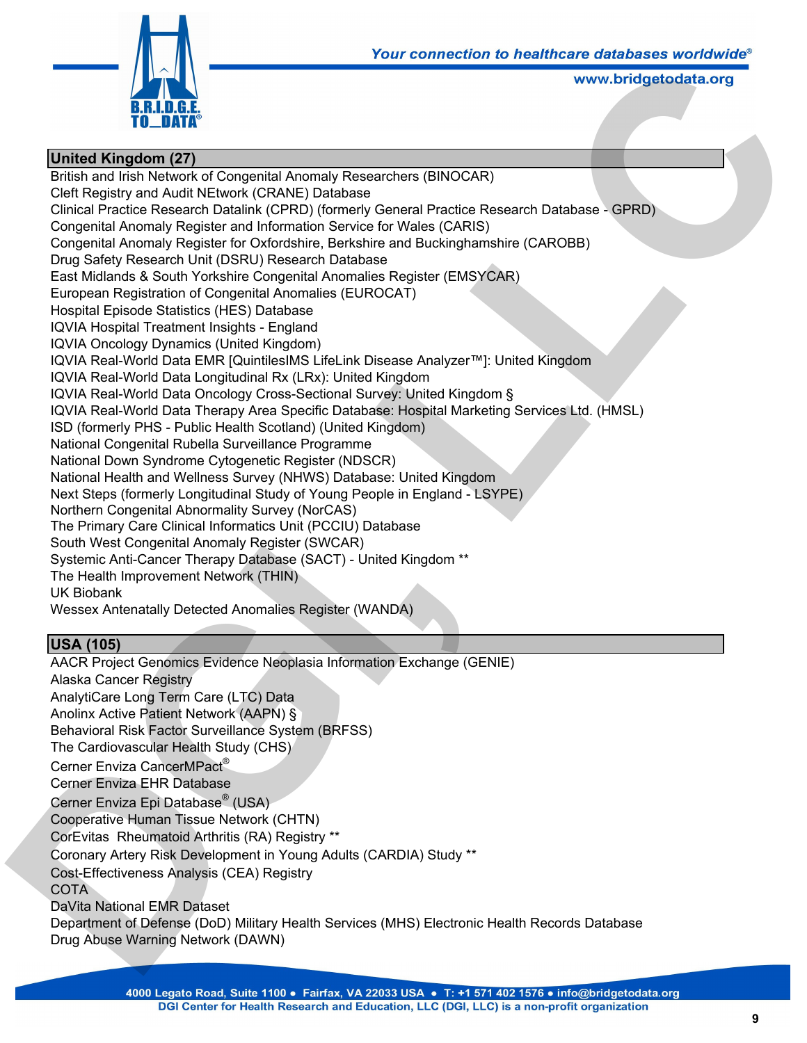## United Kingdom (27)

British and Irish Network of Congenital Anomaly Researchers (BINOCAR)
Cleft Registry and Audit NEtwork (CRANE) Database
Clinical Practice Research Datalink (CPRD) (formerly General Practice Research Database - GPRD)
Congenital Anomaly Register and Information Service for Wales (CARIS)
Congenital Anomaly Register for Oxfordshire, Berkshire and Buckinghamshire (CAROBB)
Drug Safety Research Unit (DSRU) Research Database
East Midlands & South Yorkshire Congenital Anomalies Register (EMSYCAR)
European Registration of Congenital Anomalies (EUROCAT)
Hospital Episode Statistics (HES) Database
IQVIA Hospital Treatment Insights - England
IQVIA Oncology Dynamics (United Kingdom)
IQVIA Real-World Data EMR [QuintilesIMS LifeLink Disease Analyzer™]: United Kingdom
IQVIA Real-World Data Longitudinal Rx (LRx): United Kingdom
IQVIA Real-World Data Oncology Cross-Sectional Survey: United Kingdom §
IQVIA Real-World Data Therapy Area Specific Database: Hospital Marketing Services Ltd. (HMSL)
ISD (formerly PHS - Public Health Scotland) (United Kingdom)
National Congenital Rubella Surveillance Programme
National Down Syndrome Cytogenetic Register (NDSCR)
National Health and Wellness Survey (NHWS) Database: United Kingdom
Next Steps (formerly Longitudinal Study of Young People in England - LSYPE)
Northern Congenital Abnormality Survey (NorCAS)
The Primary Care Clinical Informatics Unit (PCCIU) Database
South West Congenital Anomaly Register (SWCAR)
Systemic Anti-Cancer Therapy Database (SACT) - United Kingdom **
The Health Improvement Network (THIN)
UK Biobank
Wessex Antenatally Detected Anomalies Register (WANDA)

## USA (105)

AACR Project Genomics Evidence Neoplasia Information Exchange (GENIE)
Alaska Cancer Registry
AnalytiCare Long Term Care (LTC) Data
Anolinx Active Patient Network (AAPN) §
Behavioral Risk Factor Surveillance System (BRFSS)
The Cardiovascular Health Study (CHS)
Cerner Enviza CancerMPact®
Cerner Enviza EHR Database
Cerner Enviza Epi Database® (USA)
Cooperative Human Tissue Network (CHTN)
CorEvitas Rheumatoid Arthritis (RA) Registry **
Coronary Artery Risk Development in Young Adults (CARDIA) Study **
Cost-Effectiveness Analysis (CEA) Registry
COTA
DaVita National EMR Dataset
Department of Defense (DoD) Military Health Services (MHS) Electronic Health Records Database
Drug Abuse Warning Network (DAWN)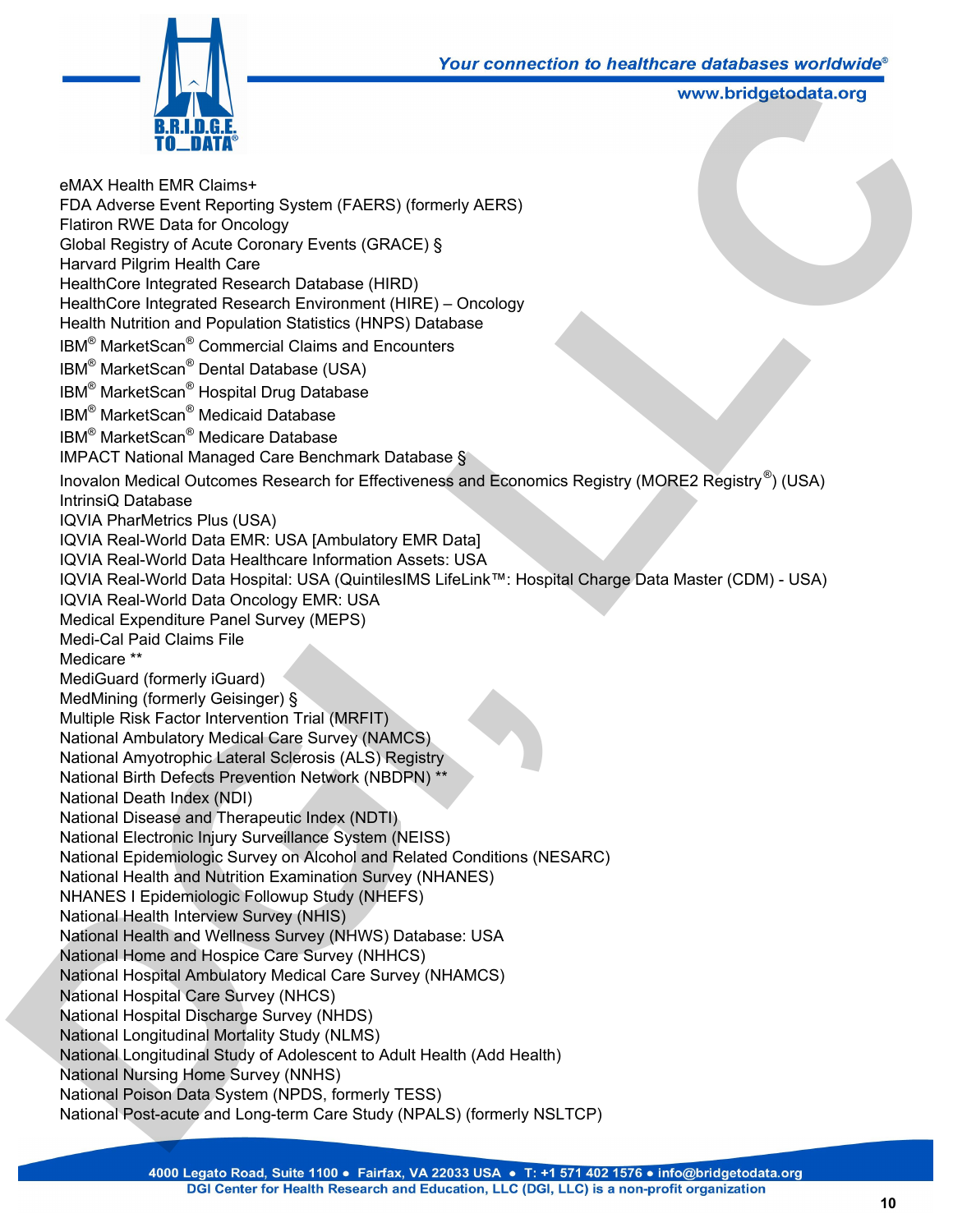eMAX Health EMR Claims+
FDA Adverse Event Reporting System (FAERS) (formerly AERS)
Flatiron RWE Data for Oncology
Global Registry of Acute Coronary Events (GRACE) §
Harvard Pilgrim Health Care
HealthCore Integrated Research Database (HIRD)
HealthCore Integrated Research Environment (HIRE) – Oncology
Health Nutrition and Population Statistics (HNPS) Database
IBM® MarketScan® Commercial Claims and Encounters
IBM® MarketScan® Dental Database (USA)
IBM® MarketScan® Hospital Drug Database
IBM® MarketScan® Medicaid Database
IBM® MarketScan® Medicare Database
IMPACT National Managed Care Benchmark Database §
Inovalon Medical Outcomes Research for Effectiveness and Economics Registry (MORE2 Registry®) (USA)
IntrinsiQ Database
IQVIA PharMetrics Plus (USA)
IQVIA Real-World Data EMR: USA [Ambulatory EMR Data]
IQVIA Real-World Data Healthcare Information Assets: USA
IQVIA Real-World Data Hospital: USA (QuintilesIMS LifeLink™: Hospital Charge Data Master (CDM) - USA)
IQVIA Real-World Data Oncology EMR: USA
Medical Expenditure Panel Survey (MEPS)
Medi-Cal Paid Claims File
Medicare **
MediGuard (formerly iGuard)
MedMining (formerly Geisinger) §
Multiple Risk Factor Intervention Trial (MRFIT)
National Ambulatory Medical Care Survey (NAMCS)
National Amyotrophic Lateral Sclerosis (ALS) Registry
National Birth Defects Prevention Network (NBDPN) **
National Death Index (NDI)
National Disease and Therapeutic Index (NDTI)
National Electronic Injury Surveillance System (NEISS)
National Epidemiologic Survey on Alcohol and Related Conditions (NESARC)
National Health and Nutrition Examination Survey (NHANES)
NHANES I Epidemiologic Followup Study (NHEFS)
National Health Interview Survey (NHIS)
National Health and Wellness Survey (NHWS) Database: USA
National Home and Hospice Care Survey (NHHCS)
National Hospital Ambulatory Medical Care Survey (NHAMCS)
National Hospital Care Survey (NHCS)
National Hospital Discharge Survey (NHDS)
National Longitudinal Mortality Study (NLMS)
National Longitudinal Study of Adolescent to Adult Health (Add Health)
National Nursing Home Survey (NNHS)
National Poison Data System (NPDS, formerly TESS)
National Post-acute and Long-term Care Study (NPALS) (formerly NSLTCP)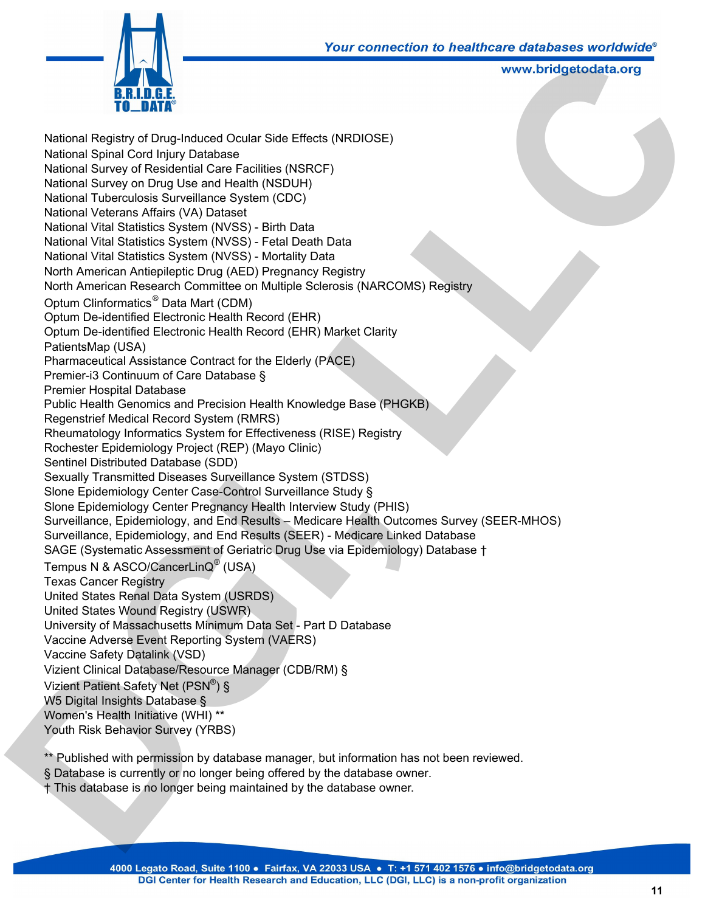National Registry of Drug-Induced Ocular Side Effects (NRDIOSE)
National Spinal Cord Injury Database
National Survey of Residential Care Facilities (NSRCF)
National Survey on Drug Use and Health (NSDUH)
National Tuberculosis Surveillance System (CDC)
National Veterans Affairs (VA) Dataset
National Vital Statistics System (NVSS) - Birth Data
National Vital Statistics System (NVSS) - Fetal Death Data
National Vital Statistics System (NVSS) - Mortality Data
North American Antiepileptic Drug (AED) Pregnancy Registry
North American Research Committee on Multiple Sclerosis (NARCOMS) Registry
Optum Clinformatics® Data Mart (CDM)
Optum De-identified Electronic Health Record (EHR)
Optum De-identified Electronic Health Record (EHR) Market Clarity
PatientsMap (USA)
Pharmaceutical Assistance Contract for the Elderly (PACE)
Premier-i3 Continuum of Care Database §
Premier Hospital Database
Public Health Genomics and Precision Health Knowledge Base (PHGKB)
Regenstrief Medical Record System (RMRS)
Rheumatology Informatics System for Effectiveness (RISE) Registry
Rochester Epidemiology Project (REP) (Mayo Clinic)
Sentinel Distributed Database (SDD)
Sexually Transmitted Diseases Surveillance System (STDSS)
Slone Epidemiology Center Case-Control Surveillance Study §
Slone Epidemiology Center Pregnancy Health Interview Study (PHIS)
Surveillance, Epidemiology, and End Results – Medicare Health Outcomes Survey (SEER-MHOS)
Surveillance, Epidemiology, and End Results (SEER) - Medicare Linked Database
SAGE (Systematic Assessment of Geriatric Drug Use via Epidemiology) Database †
Tempus N & ASCO/CancerLinQ® (USA)
Texas Cancer Registry
United States Renal Data System (USRDS)
United States Wound Registry (USWR)
University of Massachusetts Minimum Data Set - Part D Database
Vaccine Adverse Event Reporting System (VAERS)
Vaccine Safety Datalink (VSD)
Vizient Clinical Database/Resource Manager (CDB/RM) §
Vizient Patient Safety Net (PSN®) §
W5 Digital Insights Database §
Women's Health Initiative (WHI) **
Youth Risk Behavior Survey (YRBS)

** Published with permission by database manager, but information has not been reviewed.
§ Database is currently or no longer being offered by the database owner.
† This database is no longer being maintained by the database owner.